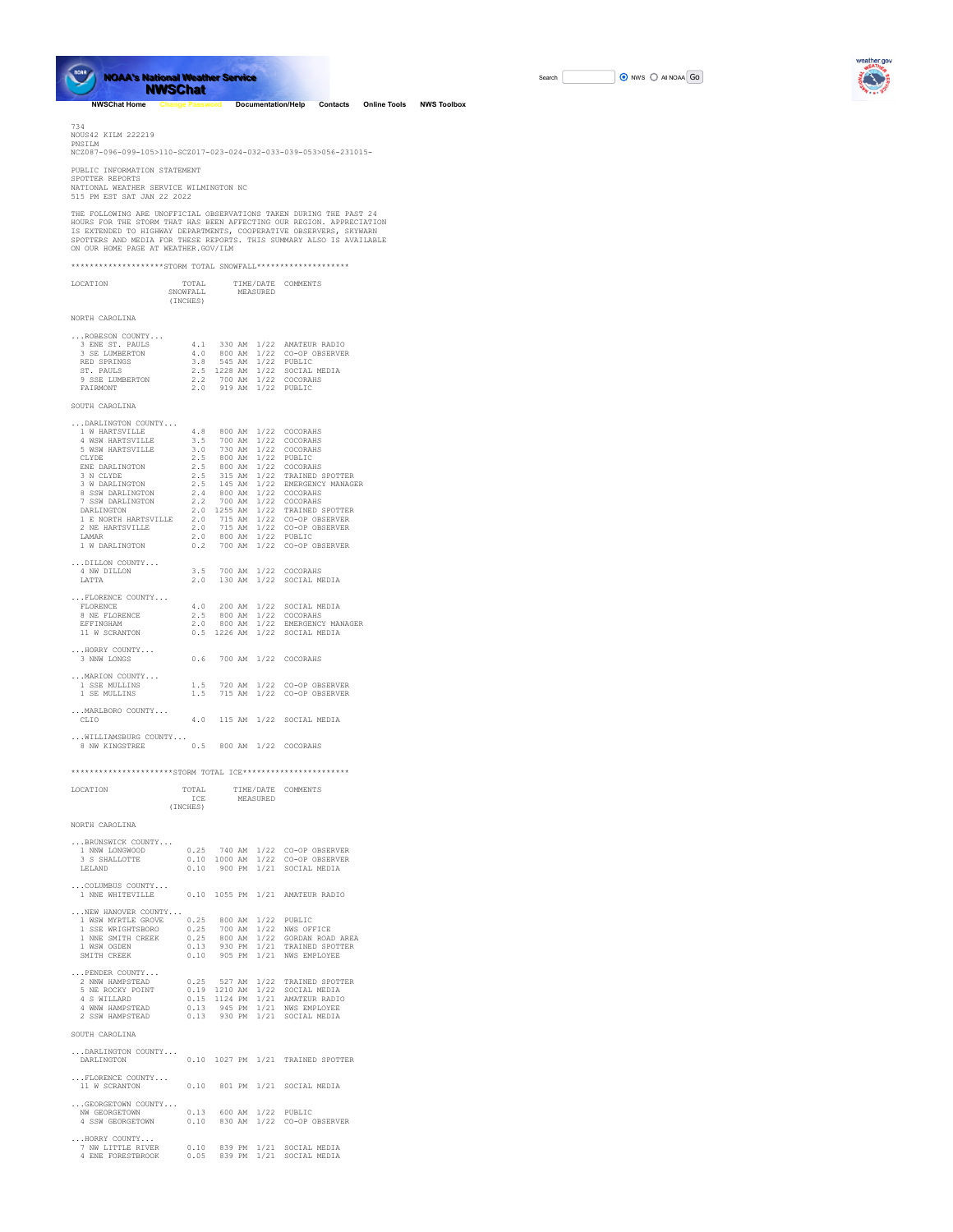NOAA's National Weather Service NWSChat

NWSChat Home | Change Password | Documentation/Help | Contacts | Online Tools | NWS Toolbox

Search [ ] NWS / All NOAA Go

```
734
NOUS42 KILM 222219
PNSILM
NCZ087-096-099-105>110-SCZ017-023-024-032-033-039-053>056-231015-

PUBLIC INFORMATION STATEMENT
SPOTTER REPORTS
NATIONAL WEATHER SERVICE WILMINGTON NC
515 PM EST SAT JAN 22 2022

THE FOLLOWING ARE UNOFFICIAL OBSERVATIONS TAKEN DURING THE PAST 24
HOURS FOR THE STORM THAT HAS BEEN AFFECTING OUR REGION. APPRECIATION
IS EXTENDED TO HIGHWAY DEPARTMENTS, COOPERATIVE OBSERVERS, SKYWARN
SPOTTERS AND MEDIA FOR THESE REPORTS. THIS SUMMARY ALSO IS AVAILABLE
ON OUR HOME PAGE AT WEATHER.GOV/ILM

********************STORM TOTAL SNOWFALL********************

LOCATION              TOTAL      TIME/DATE   COMMENTS
                     SNOWFALL     MEASURED
                     (INCHES)

NORTH CAROLINA

...ROBESON COUNTY...
  3 ENE ST. PAULS        4.1   330 AM  1/22  AMATEUR RADIO
  3 SE LUMBERTON         4.0   800 AM  1/22  CO-OP OBSERVER
  RED SPRINGS            3.8   545 AM  1/22  PUBLIC
  ST. PAULS              2.5  1228 AM  1/22  SOCIAL MEDIA
  9 SSE LUMBERTON        2.2   700 AM  1/22  COCORAHS
  FAIRMONT               2.0   919 AM  1/22  PUBLIC

SOUTH CAROLINA

...DARLINGTON COUNTY...
  1 W HARTSVILLE         4.8   800 AM  1/22  COCORAHS
  4 WSW HARTSVILLE       3.5   700 AM  1/22  COCORAHS
  5 WSW HARTSVILLE       3.0   730 AM  1/22  COCORAHS
  CLYDE                  2.5   800 AM  1/22  PUBLIC
  ENE DARLINGTON         2.5   800 AM  1/22  COCORAHS
  3 N CLYDE              2.5   315 AM  1/22  TRAINED SPOTTER
  3 W DARLINGTON         2.5   145 AM  1/22  EMERGENCY MANAGER
  8 SSW DARLINGTON       2.4   800 AM  1/22  COCORAHS
  7 SSW DARLINGTON       2.2   700 AM  1/22  COCORAHS
  DARLINGTON             2.0  1255 AM  1/22  TRAINED SPOTTER
  1 E NORTH HARTSVILLE   2.0   715 AM  1/22  CO-OP OBSERVER
  2 NE HARTSVILLE        2.0   715 AM  1/22  CO-OP OBSERVER
  LAMAR                  2.0   800 AM  1/22  PUBLIC
  1 W DARLINGTON         0.2   700 AM  1/22  CO-OP OBSERVER

...DILLON COUNTY...
  4 NW DILLON            3.5   700 AM  1/22  COCORAHS
  LATTA                  2.0   130 AM  1/22  SOCIAL MEDIA

...FLORENCE COUNTY...
  FLORENCE               4.0   200 AM  1/22  SOCIAL MEDIA
  8 NE FLORENCE          2.5   800 AM  1/22  COCORAHS
  EFFINGHAM              2.0   800 AM  1/22  EMERGENCY MANAGER
  11 W SCRANTON          0.5  1226 AM  1/22  SOCIAL MEDIA

...HORRY COUNTY...
  3 NNW LONGS            0.6   700 AM  1/22  COCORAHS

...MARION COUNTY...
  1 SSE MULLINS          1.5   720 AM  1/22  CO-OP OBSERVER
  1 SE MULLINS           1.5   715 AM  1/22  CO-OP OBSERVER

...MARLBORO COUNTY...
  CLIO                   4.0   115 AM  1/22  SOCIAL MEDIA

...WILLIAMSBURG COUNTY...
  8 NW KINGSTREE         0.5   800 AM  1/22  COCORAHS


**********************STORM TOTAL ICE**********************

LOCATION              TOTAL      TIME/DATE   COMMENTS
                       ICE        MEASURED
                     (INCHES)

NORTH CAROLINA

...BRUNSWICK COUNTY...
  1 NNW LONGWOOD         0.25   740 AM  1/22  CO-OP OBSERVER
  3 S SHALLOTTE          0.10  1000 AM  1/22  CO-OP OBSERVER
  LELAND                 0.10   900 PM  1/21  SOCIAL MEDIA

...COLUMBUS COUNTY...
  1 NNE WHITEVILLE       0.10  1055 PM  1/21  AMATEUR RADIO

...NEW HANOVER COUNTY...
  1 WSW MYRTLE GROVE     0.25   800 AM  1/22  PUBLIC
  1 SSE WRIGHTSBORO      0.25   700 AM  1/22  NWS OFFICE
  1 NNE SMITH CREEK      0.25   800 AM  1/22  GORDAN ROAD AREA
  1 WSW OGDEN            0.13   930 PM  1/21  TRAINED SPOTTER
  SMITH CREEK            0.10   905 PM  1/21  NWS EMPLOYEE

...PENDER COUNTY...
  2 NNW HAMPSTEAD        0.25   527 AM  1/22  TRAINED SPOTTER
  5 NE ROCKY POINT       0.19  1210 AM  1/22  SOCIAL MEDIA
  4 S WILLARD            0.15  1124 PM  1/21  AMATEUR RADIO
  4 WNW HAMPSTEAD        0.13   945 PM  1/21  NWS EMPLOYEE
  2 SSW HAMPSTEAD        0.13   930 PM  1/21  SOCIAL MEDIA

SOUTH CAROLINA

...DARLINGTON COUNTY...
  DARLINGTON             0.10  1027 PM  1/21  TRAINED SPOTTER

...FLORENCE COUNTY...
  11 W SCRANTON          0.10   801 PM  1/21  SOCIAL MEDIA

...GEORGETOWN COUNTY...
  NW GEORGETOWN          0.13   600 AM  1/22  PUBLIC
  4 SSW GEORGETOWN       0.10   830 AM  1/22  CO-OP OBSERVER

...HORRY COUNTY...
  7 NW LITTLE RIVER      0.10   839 PM  1/21  SOCIAL MEDIA
  4 ENE FORESTBROOK      0.05   839 PM  1/21  SOCIAL MEDIA
```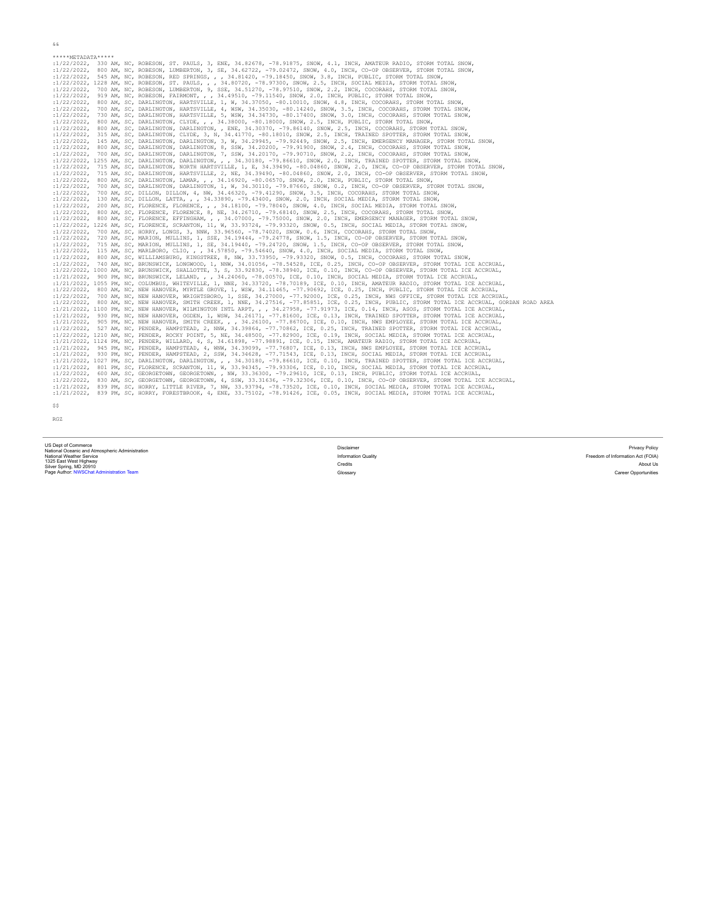&&

```
*****METADATA*****
:1/22/2022,  330 AM, NC, ROBESON, ST. PAULS, 3, ENE, 34.82678, -78.91875, SNOW, 4.1, INCH, AMATEUR RADIO, STORM TOTAL SNOW,
:1/22/2022,  800 AM, NC, ROBESON, LUMBERTON, 3, SE, 34.62722, -79.02472, SNOW, 4.0, INCH, CO-OP OBSERVER, STORM TOTAL SNOW,
:1/22/2022,  545 AM, NC, ROBESON, RED SPRINGS, , , 34.81420, -79.18450, SNOW, 3.8, INCH, PUBLIC, STORM TOTAL SNOW,
:1/22/2022, 1228 AM, NC, ROBESON, ST. PAULS, , , 34.80720, -78.97300, SNOW, 2.5, INCH, SOCIAL MEDIA, STORM TOTAL SNOW,
:1/22/2022,  700 AM, NC, ROBESON, LUMBERTON, 9, SSE, 34.51270, -78.97510, SNOW, 2.2, INCH, COCORAHS, STORM TOTAL SNOW,
:1/22/2022,  919 AM, NC, ROBESON, FAIRMONT, , , 34.49510, -79.11540, SNOW, 2.0, INCH, PUBLIC, STORM TOTAL SNOW,
:1/22/2022,  800 AM, SC, DARLINGTON, HARTSVILLE, 1, W, 34.37050, -80.10010, SNOW, 4.8, INCH, COCORAHS, STORM TOTAL SNOW,
:1/22/2022,  700 AM, SC, DARLINGTON, HARTSVILLE, 4, WSW, 34.35030, -80.14240, SNOW, 3.5, INCH, COCORAHS, STORM TOTAL SNOW,
:1/22/2022,  730 AM, SC, DARLINGTON, HARTSVILLE, 5, WSW, 34.34730, -80.17400, SNOW, 3.0, INCH, COCORAHS, STORM TOTAL SNOW,
:1/22/2022,  800 AM, SC, DARLINGTON, CLYDE, , , 34.38000, -80.18000, SNOW, 2.5, INCH, PUBLIC, STORM TOTAL SNOW,
:1/22/2022,  800 AM, SC, DARLINGTON, DARLINGTON, , ENE, 34.30370, -79.86140, SNOW, 2.5, INCH, COCORAHS, STORM TOTAL SNOW,
:1/22/2022,  315 AM, SC, DARLINGTON, CLYDE, 3, N, 34.41770, -80.18010, SNOW, 2.5, INCH, TRAINED SPOTTER, STORM TOTAL SNOW,
:1/22/2022,  145 AM, SC, DARLINGTON, DARLINGTON, 3, W, 34.29945, -79.92449, SNOW, 2.5, INCH, EMERGENCY MANAGER, STORM TOTAL SNOW,
:1/22/2022,  800 AM, SC, DARLINGTON, DARLINGTON, 8, SSW, 34.20200, -79.91900, SNOW, 2.4, INCH, COCORAHS, STORM TOTAL SNOW,
:1/22/2022,  700 AM, SC, DARLINGTON, DARLINGTON, 7, SSW, 34.20170, -79.90710, SNOW, 2.2, INCH, COCORAHS, STORM TOTAL SNOW,
:1/22/2022, 1255 AM, SC, DARLINGTON, DARLINGTON, , , 34.30180, -79.86610, SNOW, 2.0, INCH, TRAINED SPOTTER, STORM TOTAL SNOW,
:1/22/2022,  715 AM, SC, DARLINGTON, NORTH HARTSVILLE, 1, E, 34.39490, -80.04860, SNOW, 2.0, INCH, CO-OP OBSERVER, STORM TOTAL SNOW,
:1/22/2022,  715 AM, SC, DARLINGTON, HARTSVILLE, 2, NE, 34.39490, -80.04860, SNOW, 2.0, INCH, CO-OP OBSERVER, STORM TOTAL SNOW,
:1/22/2022,  800 AM, SC, DARLINGTON, LAMAR, , , 34.16920, -80.06570, SNOW, 2.0, INCH, PUBLIC, STORM TOTAL SNOW,
:1/22/2022,  700 AM, SC, DARLINGTON, DARLINGTON, 1, W, 34.30110, -79.87660, SNOW, 0.2, INCH, CO-OP OBSERVER, STORM TOTAL SNOW,
:1/22/2022,  700 AM, SC, DILLON, DILLON, 4, NW, 34.46320, -79.41290, SNOW, 3.5, INCH, COCORAHS, STORM TOTAL SNOW,
:1/22/2022,  130 AM, SC, DILLON, LATTA, , , 34.33890, -79.43400, SNOW, 2.0, INCH, SOCIAL MEDIA, STORM TOTAL SNOW,
:1/22/2022,  200 AM, SC, FLORENCE, FLORENCE, , , 34.18100, -79.78040, SNOW, 4.0, INCH, SOCIAL MEDIA, STORM TOTAL SNOW,
:1/22/2022,  800 AM, SC, FLORENCE, FLORENCE, 8, NE, 34.26710, -79.68140, SNOW, 2.5, INCH, COCORAHS, STORM TOTAL SNOW,
:1/22/2022,  800 AM, SC, FLORENCE, EFFINGHAM, , , 34.07000, -79.75000, SNOW, 2.0, INCH, EMERGENCY MANAGER, STORM TOTAL SNOW,
:1/22/2022, 1226 AM, SC, FLORENCE, SCRANTON, 11, W, 33.93724, -79.93320, SNOW, 0.5, INCH, SOCIAL MEDIA, STORM TOTAL SNOW,
:1/22/2022,  700 AM, SC, HORRY, LONGS, 3, NNW, 33.96560, -78.74020, SNOW, 0.6, INCH, COCORAHS, STORM TOTAL SNOW,
:1/22/2022,  720 AM, SC, MARION, MULLINS, 1, SSE, 34.19444, -79.24778, SNOW, 1.5, INCH, CO-OP OBSERVER, STORM TOTAL SNOW,
:1/22/2022,  715 AM, SC, MARION, MULLINS, 1, SE, 34.19440, -79.24720, SNOW, 1.5, INCH, CO-OP OBSERVER, STORM TOTAL SNOW,
:1/22/2022,  115 AM, SC, MARLBORO, CLIO, , , 34.57850, -79.54640, SNOW, 4.0, INCH, SOCIAL MEDIA, STORM TOTAL SNOW,
:1/22/2022,  800 AM, SC, WILLIAMSBURG, KINGSTREE, 8, NW, 33.73950, -79.93320, SNOW, 0.5, INCH, COCORAHS, STORM TOTAL SNOW,
:1/22/2022,  740 AM, NC, BRUNSWICK, LONGWOOD, 1, NNW, 34.01056, -78.54528, ICE, 0.25, INCH, CO-OP OBSERVER, STORM TOTAL ICE ACCRUAL,
:1/22/2022, 1000 AM, NC, BRUNSWICK, SHALLOTTE, 3, S, 33.92830, -78.38940, ICE, 0.10, INCH, CO-OP OBSERVER, STORM TOTAL ICE ACCRUAL,
:1/21/2022,  900 PM, NC, BRUNSWICK, LELAND, , , 34.24060, -78.00570, ICE, 0.10, INCH, SOCIAL MEDIA, STORM TOTAL ICE ACCRUAL,
:1/21/2022, 1055 PM, NC, COLUMBUS, WHITEVILLE, 1, NNE, 34.33720, -78.70189, ICE, 0.10, INCH, AMATEUR RADIO, STORM TOTAL ICE ACCRUAL,
:1/22/2022,  800 AM, NC, NEW HANOVER, MYRTLE GROVE, 1, WSW, 34.11465, -77.90692, ICE, 0.25, INCH, PUBLIC, STORM TOTAL ICE ACCRUAL,
:1/22/2022,  700 AM, NC, NEW HANOVER, WRIGHTSBORO, 1, SSE, 34.27000, -77.92000, ICE, 0.25, INCH, NWS OFFICE, STORM TOTAL ICE ACCRUAL,
:1/22/2022,  800 AM, NC, NEW HANOVER, SMITH CREEK, 1, NNE, 34.27516, -77.85851, ICE, 0.25, INCH, PUBLIC, STORM TOTAL ICE ACCRUAL, GORDAN ROAD AREA
:1/21/2022, 1100 PM, NC, NEW HANOVER, WILMINGTON INTL ARPT, , , 34.27958, -77.91973, ICE, 0.14, INCH, ASOS, STORM TOTAL ICE ACCRUAL,
:1/21/2022,  930 PM, NC, NEW HANOVER, OGDEN, 1, WSW, 34.26171, -77.81600, ICE, 0.13, INCH, TRAINED SPOTTER, STORM TOTAL ICE ACCRUAL,
:1/21/2022,  905 PM, NC, NEW HANOVER, SMITH CREEK, , , 34.26100, -77.86700, ICE, 0.10, INCH, NWS EMPLOYEE, STORM TOTAL ICE ACCRUAL,
:1/22/2022,  527 AM, NC, PENDER, HAMPSTEAD, 2, NNW, 34.39864, -77.70862, ICE, 0.25, INCH, TRAINED SPOTTER, STORM TOTAL ICE ACCRUAL,
:1/22/2022, 1210 AM, NC, PENDER, ROCKY POINT, 5, NE, 34.48500, -77.82900, ICE, 0.19, INCH, SOCIAL MEDIA, STORM TOTAL ICE ACCRUAL,
:1/21/2022, 1124 PM, NC, PENDER, WILLARD, 4, S, 34.61898, -77.98891, ICE, 0.15, INCH, AMATEUR RADIO, STORM TOTAL ICE ACCRUAL,
:1/21/2022,  945 PM, NC, PENDER, HAMPSTEAD, 4, WNW, 34.39099, -77.76807, ICE, 0.13, INCH, NWS EMPLOYEE, STORM TOTAL ICE ACCRUAL,
:1/21/2022,  930 PM, NC, PENDER, HAMPSTEAD, 2, SSW, 34.34628, -77.71543, ICE, 0.13, INCH, SOCIAL MEDIA, STORM TOTAL ICE ACCRUAL,
:1/21/2022, 1027 PM, SC, DARLINGTON, DARLINGTON, , , 34.30180, -79.86610, ICE, 0.10, INCH, TRAINED SPOTTER, STORM TOTAL ICE ACCRUAL,
:1/21/2022,  801 PM, SC, FLORENCE, SCRANTON, 11, W, 33.94345, -79.93306, ICE, 0.10, INCH, SOCIAL MEDIA, STORM TOTAL ICE ACCRUAL,
:1/22/2022,  600 AM, SC, GEORGETOWN, GEORGETOWN, , NW, 33.36300, -79.29610, ICE, 0.13, INCH, PUBLIC, STORM TOTAL ICE ACCRUAL,
:1/22/2022,  830 AM, SC, GEORGETOWN, GEORGETOWN, 4, SSW, 33.31636, -79.32306, ICE, 0.10, INCH, CO-OP OBSERVER, STORM TOTAL ICE ACCRUAL,
:1/21/2022,  839 PM, SC, HORRY, LITTLE RIVER, 7, NW, 33.93794, -78.73520, ICE, 0.10, INCH, SOCIAL MEDIA, STORM TOTAL ICE ACCRUAL,
:1/21/2022,  839 PM, SC, HORRY, FORESTBROOK, 4, ENE, 33.75102, -78.91426, ICE, 0.05, INCH, SOCIAL MEDIA, STORM TOTAL ICE ACCRUAL,
```

$$

RGZ

US Dept of Commerce
National Oceanic and Atmospheric Administration
National Weather Service
1325 East West Highway
Silver Spring, MD 20910
Page Author: NWSChat Administration Team

Disclaimer
Information Quality
Credits
Glossary

Privacy Policy
Freedom of Information Act (FOIA)
About Us
Career Opportunities